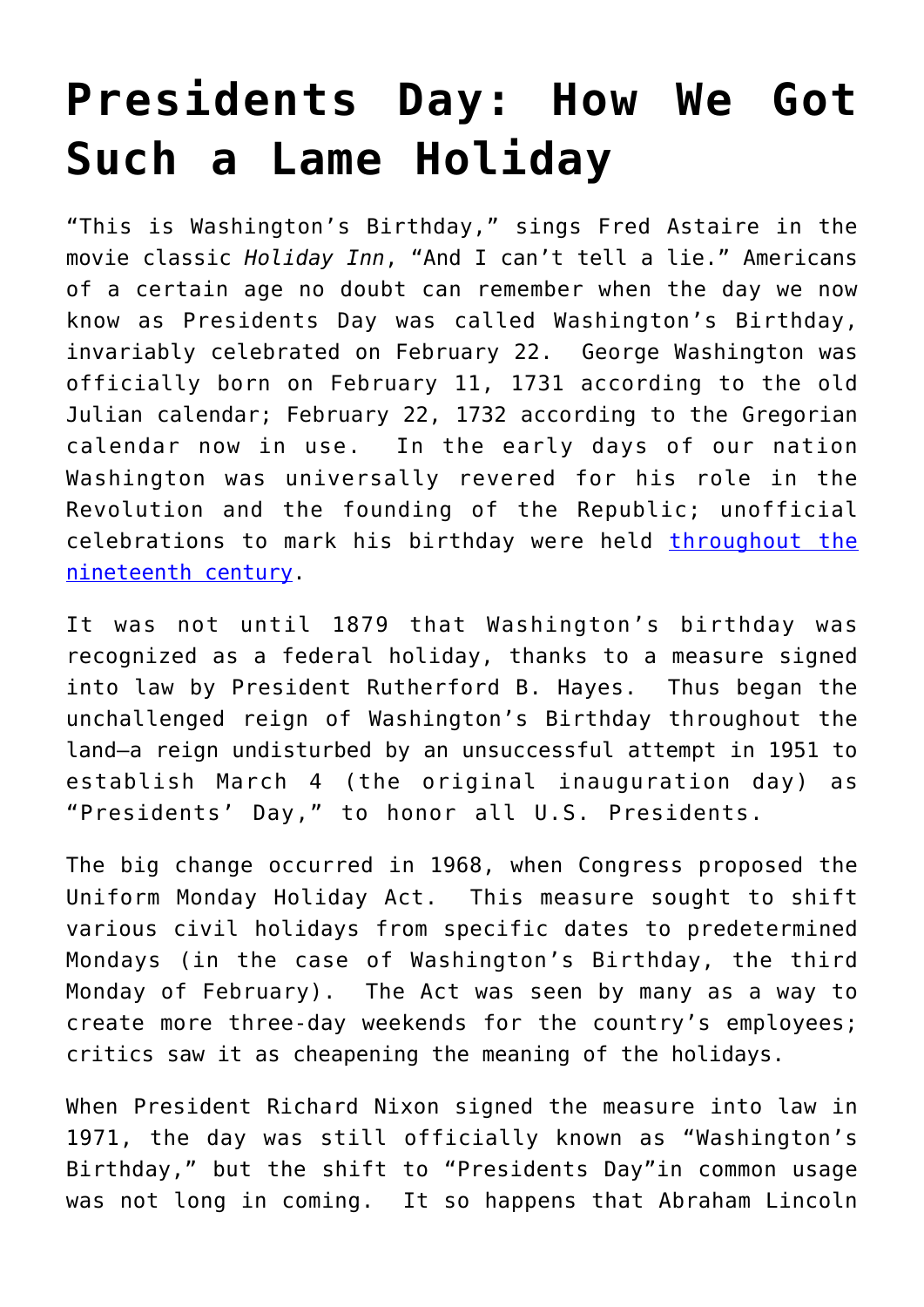# Presidents Day: How We Got Such a Lame Holiday

"This is Washington's Birthday," sings Fred Astaire in the movie classic *Holiday Inn*, "And I can't tell a lie." Americans of a certain age no doubt can remember when the day we now know as Presidents Day was called Washington's Birthday, invariably celebrated on February 22. George Washington was officially born on February 11, 1731 according to the old Julian calendar; February 22, 1732 according to the Gregorian calendar now in use. In the early days of our nation Washington was universally revered for his role in the Revolution and the founding of the Republic; unofficial celebrations to mark his birthday were held throughout the nineteenth century.

It was not until 1879 that Washington's birthday was recognized as a federal holiday, thanks to a measure signed into law by President Rutherford B. Hayes. Thus began the unchallenged reign of Washington's Birthday throughout the land—a reign undisturbed by an unsuccessful attempt in 1951 to establish March 4 (the original inauguration day) as "Presidents' Day," to honor all U.S. Presidents.

The big change occurred in 1968, when Congress proposed the Uniform Monday Holiday Act. This measure sought to shift various civil holidays from specific dates to predetermined Mondays (in the case of Washington's Birthday, the third Monday of February). The Act was seen by many as a way to create more three-day weekends for the country's employees; critics saw it as cheapening the meaning of the holidays.

When President Richard Nixon signed the measure into law in 1971, the day was still officially known as "Washington's Birthday," but the shift to "Presidents Day"in common usage was not long in coming. It so happens that Abraham Lincoln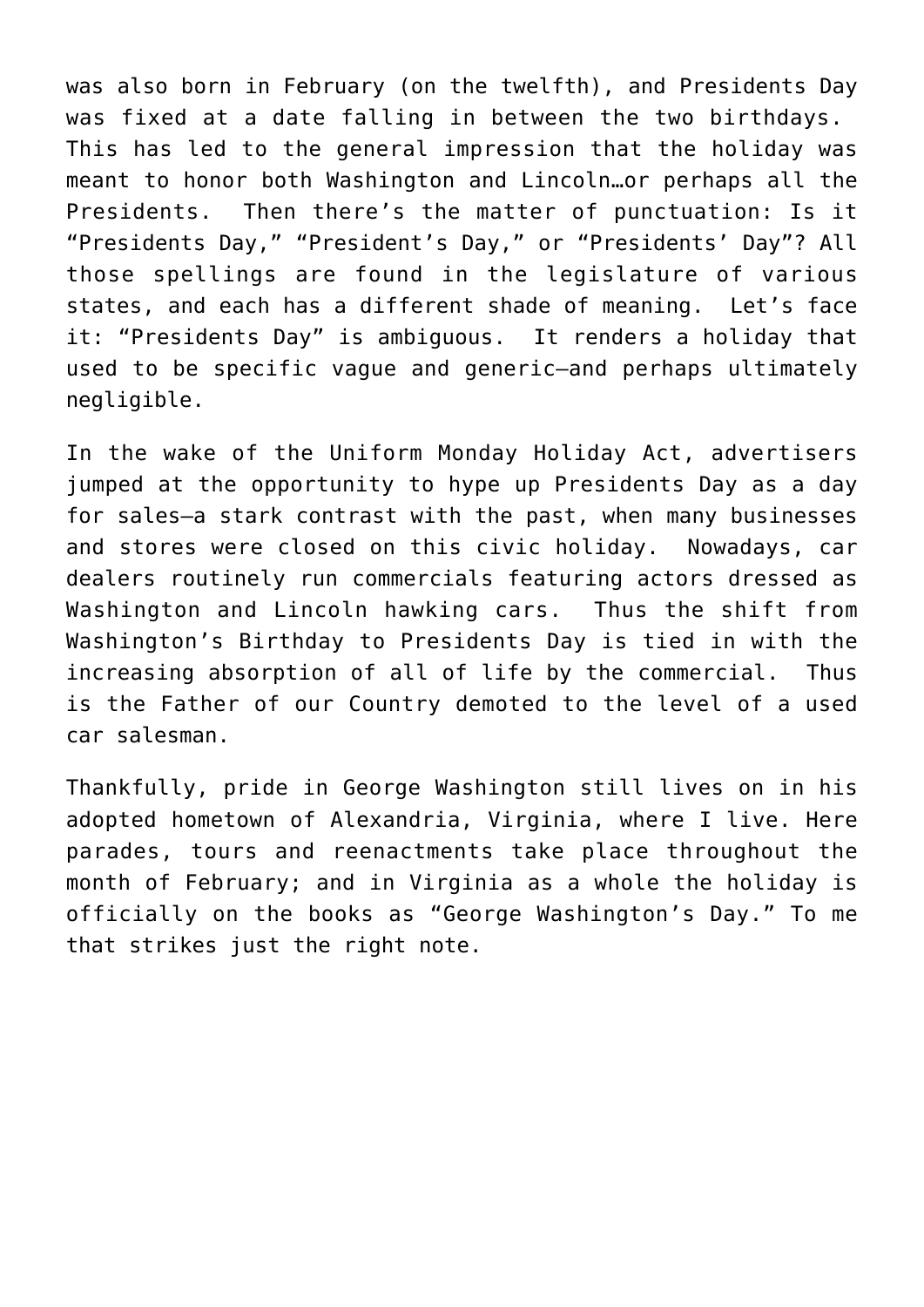was also born in February (on the twelfth), and Presidents Day was fixed at a date falling in between the two birthdays. This has led to the general impression that the holiday was meant to honor both Washington and Lincoln…or perhaps all the Presidents. Then there's the matter of punctuation: Is it "Presidents Day," "President's Day," or "Presidents' Day"? All those spellings are found in the legislature of various states, and each has a different shade of meaning. Let's face it: "Presidents Day" is ambiguous. It renders a holiday that used to be specific vague and generic—and perhaps ultimately negligible.

In the wake of the Uniform Monday Holiday Act, advertisers jumped at the opportunity to hype up Presidents Day as a day for sales—a stark contrast with the past, when many businesses and stores were closed on this civic holiday. Nowadays, car dealers routinely run commercials featuring actors dressed as Washington and Lincoln hawking cars. Thus the shift from Washington's Birthday to Presidents Day is tied in with the increasing absorption of all of life by the commercial. Thus is the Father of our Country demoted to the level of a used car salesman.

Thankfully, pride in George Washington still lives on in his adopted hometown of Alexandria, Virginia, where I live. Here parades, tours and reenactments take place throughout the month of February; and in Virginia as a whole the holiday is officially on the books as "George Washington's Day." To me that strikes just the right note.